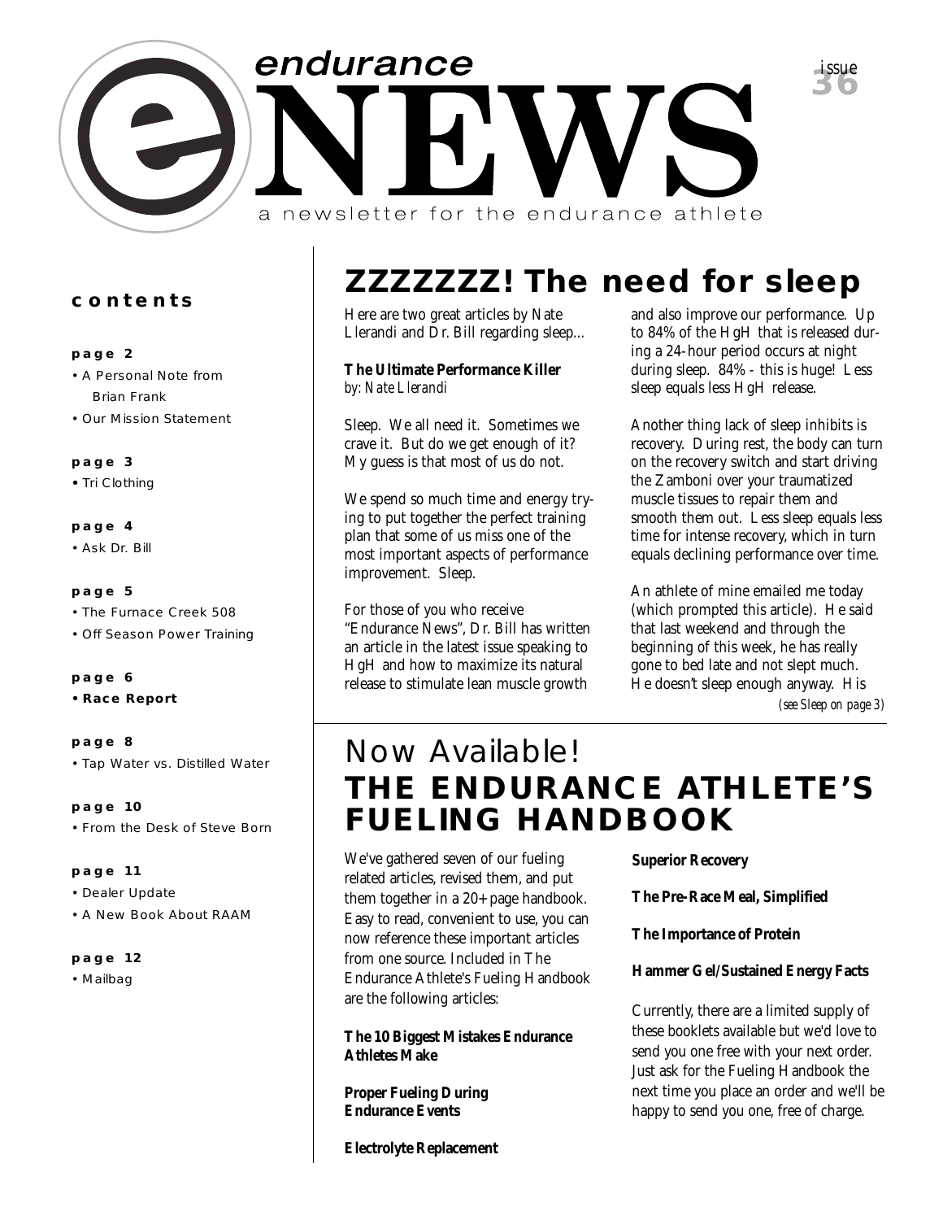# endurance NEWS

a newsletter for the endurance athlete

issue 36

**contents**

**page 2**
- A Personal Note from Brian Frank
- Our Mission Statement

**page 3**
- Tri Clothing

**page 4**
- Ask Dr. Bill

**page 5**
- The Furnace Creek 508
- Off Season Power Training

**page 6**
- **Race Report**

**page 8**
- Tap Water vs. Distilled Water

**page 10**
- From the Desk of Steve Born

**page 11**
- Dealer Update
- A New Book About RAAM

**page 12**
- Mailbag

## ZZZZZZZ! The need for sleep

Here are two great articles by Nate Llerandi and Dr. Bill regarding sleep...

**The Ultimate Performance Killer**
*by: Nate Llerandi*

Sleep. We all need it. Sometimes we crave it. But do we get enough of it? My guess is that most of us do not.

We spend so much time and energy trying to put together the perfect training plan that some of us miss one of the most important aspects of performance improvement. Sleep.

For those of you who receive "Endurance News", Dr. Bill has written an article in the latest issue speaking to HgH and how to maximize its natural release to stimulate lean muscle growth and also improve our performance. Up to 84% of the HgH that is released during a 24-hour period occurs at night during sleep. 84% - this is huge! Less sleep equals less HgH release.

Another thing lack of sleep inhibits is recovery. During rest, the body can turn on the recovery switch and start driving the Zamboni over your traumatized muscle tissues to repair them and smooth them out. Less sleep equals less time for intense recovery, which in turn equals declining performance over time.

An athlete of mine emailed me today (which prompted this article). He said that last weekend and through the beginning of this week, he has really gone to bed late and not slept much. He doesn't sleep enough anyway. His

*(see Sleep on page 3)*

## Now Available!
## THE ENDURANCE ATHLETE'S FUELING HANDBOOK

We've gathered seven of our fueling related articles, revised them, and put them together in a 20+ page handbook. Easy to read, convenient to use, you can now reference these important articles from one source. Included in The Endurance Athlete's Fueling Handbook are the following articles:

**The 10 Biggest Mistakes Endurance Athletes Make**

**Proper Fueling During Endurance Events**

**Electrolyte Replacement**

**Superior Recovery**

**The Pre-Race Meal, Simplified**

**The Importance of Protein**

**Hammer Gel/Sustained Energy Facts**

Currently, there are a limited supply of these booklets available but we'd love to send you one free with your next order. Just ask for the Fueling Handbook the next time you place an order and we'll be happy to send you one, free of charge.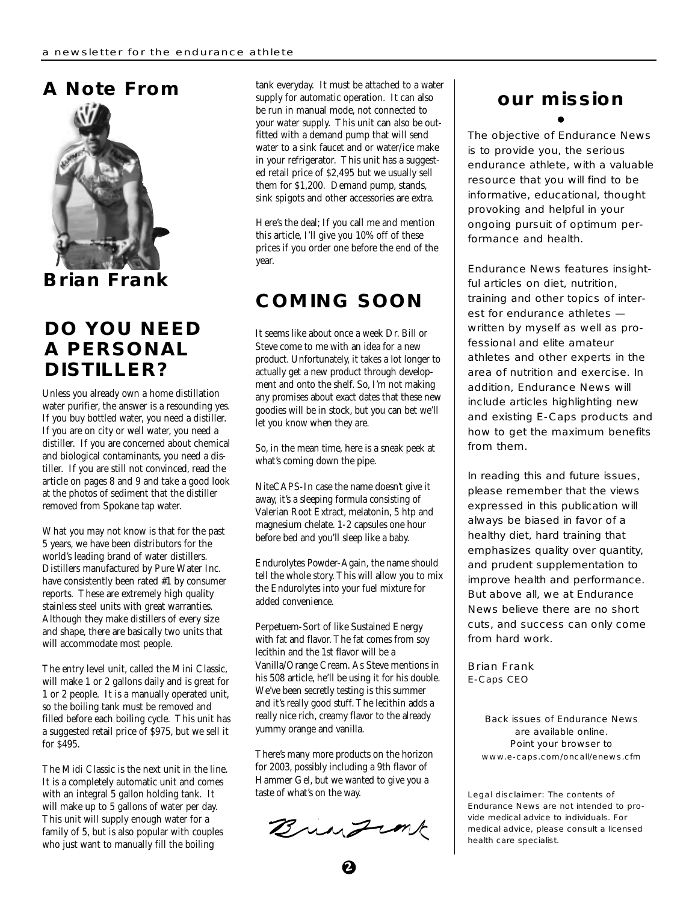## A Note From

## Brian Frank

## DO YOU NEED A PERSONAL DISTILLER?

Unless you already own a home distillation water purifier, the answer is a resounding yes. If you buy bottled water, you need a distiller. If you are on city or well water, you need a distiller. If you are concerned about chemical and biological contaminants, you need a distiller. If you are still not convinced, read the article on pages 8 and 9 and take a good look at the photos of sediment that the distiller removed from Spokane tap water.

What you may not know is that for the past 5 years, we have been distributors for the world's leading brand of water distillers. Distillers manufactured by Pure Water Inc. have consistently been rated #1 by consumer reports. These are extremely high quality stainless steel units with great warranties. Although they make distillers of every size and shape, there are basically two units that will accommodate most people.

The entry level unit, called the Mini Classic, will make 1 or 2 gallons daily and is great for 1 or 2 people. It is a manually operated unit, so the boiling tank must be removed and filled before each boiling cycle. This unit has a suggested retail price of $975, but we sell it for $495.

The Midi Classic is the next unit in the line. It is a completely automatic unit and comes with an integral 5 gallon holding tank. It will make up to 5 gallons of water per day. This unit will supply enough water for a family of 5, but is also popular with couples who just want to manually fill the boiling tank everyday. It must be attached to a water supply for automatic operation. It can also be run in manual mode, not connected to your water supply. This unit can also be outfitted with a demand pump that will send water to a sink faucet and or water/ice make in your refrigerator. This unit has a suggested retail price of $2,495 but we usually sell them for $1,200. Demand pump, stands, sink spigots and other accessories are extra.

Here's the deal; If you call me and mention this article, I'll give you 10% off of these prices if you order one before the end of the year.

## COMING SOON

It seems like about once a week Dr. Bill or Steve come to me with an idea for a new product. Unfortunately, it takes a lot longer to actually get a new product through development and onto the shelf. So, I'm not making any promises about exact dates that these new goodies will be in stock, but you can bet we'll let you know when they are.

So, in the mean time, here is a sneak peek at what's coming down the pipe.

NiteCAPS-In case the name doesn't give it away, it's a sleeping formula consisting of Valerian Root Extract, melatonin, 5 htp and magnesium chelate. 1-2 capsules one hour before bed and you'll sleep like a baby.

Endurolytes Powder-Again, the name should tell the whole story. This will allow you to mix the Endurolytes into your fuel mixture for added convenience.

Perpetuem-Sort of like Sustained Energy with fat and flavor. The fat comes from soy lecithin and the 1st flavor will be a Vanilla/Orange Cream. As Steve mentions in his 508 article, he'll be using it for his double. We've been secretly testing is this summer and it's really good stuff. The lecithin adds a really nice rich, creamy flavor to the already yummy orange and vanilla.

There's many more products on the horizon for 2003, possibly including a 9th flavor of Hammer Gel, but we wanted to give you a taste of what's on the way.

Brian Frank

## our mission

The objective of Endurance News is to provide you, the serious endurance athlete, with a valuable resource that you will find to be informative, educational, thought provoking and helpful in your ongoing pursuit of optimum performance and health.

Endurance News features insightful articles on diet, nutrition, training and other topics of interest for endurance athletes — written by myself as well as professional and elite amateur athletes and other experts in the area of nutrition and exercise. In addition, Endurance News will include articles highlighting new and existing E-Caps products and how to get the maximum benefits from them.

In reading this and future issues, please remember that the views expressed in this publication will always be biased in favor of a healthy diet, hard training that emphasizes quality over quantity, and prudent supplementation to improve health and performance. But above all, we at Endurance News believe there are no short cuts, and success can only come from hard work.

Brian Frank
E-Caps CEO

Back issues of Endurance News are available online. Point your browser to www.e-caps.com/oncall/enews.cfm

Legal disclaimer: The contents of Endurance News are not intended to provide medical advice to individuals. For medical advice, please consult a licensed health care specialist.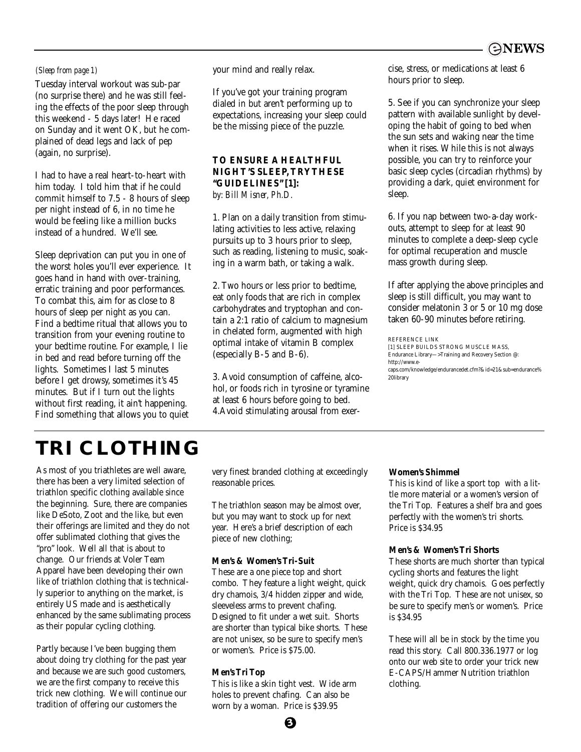*(Sleep from page 1)*

Tuesday interval workout was sub-par (no surprise there) and he was still feeling the effects of the poor sleep through this weekend - 5 days later! He raced on Sunday and it went OK, but he complained of dead legs and lack of pep (again, no surprise).

I had to have a real heart-to-heart with him today. I told him that if he could commit himself to 7.5 - 8 hours of sleep per night instead of 6, in no time he would be feeling like a million bucks instead of a hundred. We'll see.

Sleep deprivation can put you in one of the worst holes you'll ever experience. It goes hand in hand with over-training, erratic training and poor performances. To combat this, aim for as close to 8 hours of sleep per night as you can. Find a bedtime ritual that allows you to transition from your evening routine to your bedtime routine. For example, I lie in bed and read before turning off the lights. Sometimes I last 5 minutes before I get drowsy, sometimes it's 45 minutes. But if I turn out the lights without first reading, it ain't happening. Find something that allows you to quiet your mind and really relax.

If you've got your training program dialed in but aren't performing up to expectations, increasing your sleep could be the missing piece of the puzzle.

**TO ENSURE A HEALTHFUL NIGHT'S SLEEP, TRY THESE "GUIDELINES" [1]:**
*by: Bill Misner, Ph.D.*

1. Plan on a daily transition from stimulating activities to less active, relaxing pursuits up to 3 hours prior to sleep, such as reading, listening to music, soaking in a warm bath, or taking a walk.

2. Two hours or less prior to bedtime, eat only foods that are rich in complex carbohydrates and tryptophan and contain a 2:1 ratio of calcium to magnesium in chelated form, augmented with high optimal intake of vitamin B complex (especially B-5 and B-6).

3. Avoid consumption of caffeine, alcohol, or foods rich in tyrosine or tyramine at least 6 hours before going to bed.

4. Avoid stimulating arousal from exercise, stress, or medications at least 6 hours prior to sleep.

5. See if you can synchronize your sleep pattern with available sunlight by developing the habit of going to bed when the sun sets and waking near the time when it rises. While this is not always possible, you can try to reinforce your basic sleep cycles (circadian rhythms) by providing a dark, quiet environment for sleep.

6. If you nap between two-a-day workouts, attempt to sleep for at least 90 minutes to complete a deep-sleep cycle for optimal recuperation and muscle mass growth during sleep.

If after applying the above principles and sleep is still difficult, you may want to consider melatonin 3 or 5 or 10 mg dose taken 60-90 minutes before retiring.

REFERENCE LINK
[1] SLEEP BUILDS STRONG MUSCLE MASS, Endurance Library—>Training and Recovery Section @: http://www.e-caps.com/knowledge/endurancedet.cfm?&id=21&sub=endurance%20library

# TRI CLOTHING

As most of you triathletes are well aware, there has been a very limited selection of triathlon specific clothing available since the beginning. Sure, there are companies like DeSoto, Zoot and the like, but even their offerings are limited and they do not offer sublimated clothing that gives the "pro" look. Well all that is about to change. Our friends at Voler Team Apparel have been developing their own like of triathlon clothing that is technically superior to anything on the market, is entirely US made and is aesthetically enhanced by the same sublimating process as their popular cycling clothing.

Partly because I've been bugging them about doing try clothing for the past year and because we are such good customers, we are the first company to receive this trick new clothing. We will continue our tradition of offering our customers the very finest branded clothing at exceedingly reasonable prices.

The triathlon season may be almost over, but you may want to stock up for next year. Here's a brief description of each piece of new clothing;

**Men's & Women's Tri-Suit**
These are a one piece top and short combo. They feature a light weight, quick dry chamois, 3/4 hidden zipper and wide, sleeveless arms to prevent chafing. Designed to fit under a wet suit. Shorts are shorter than typical bike shorts. These are not unisex, so be sure to specify men's or women's. Price is $75.00.

**Men's Tri Top**
This is like a skin tight vest. Wide arm holes to prevent chafing. Can also be worn by a woman. Price is $39.95

**Women's Shimmel**
This is kind of like a sport top with a little more material or a women's version of the Tri Top. Features a shelf bra and goes perfectly with the women's tri shorts. Price is $34.95

**Men's & Women's Tri Shorts**
These shorts are much shorter than typical cycling shorts and features the light weight, quick dry chamois. Goes perfectly with the Tri Top. These are not unisex, so be sure to specify men's or women's. Price is $34.95

These will all be in stock by the time you read this story. Call 800.336.1977 or log onto our web site to order your trick new E-CAPS/Hammer Nutrition triathlon clothing.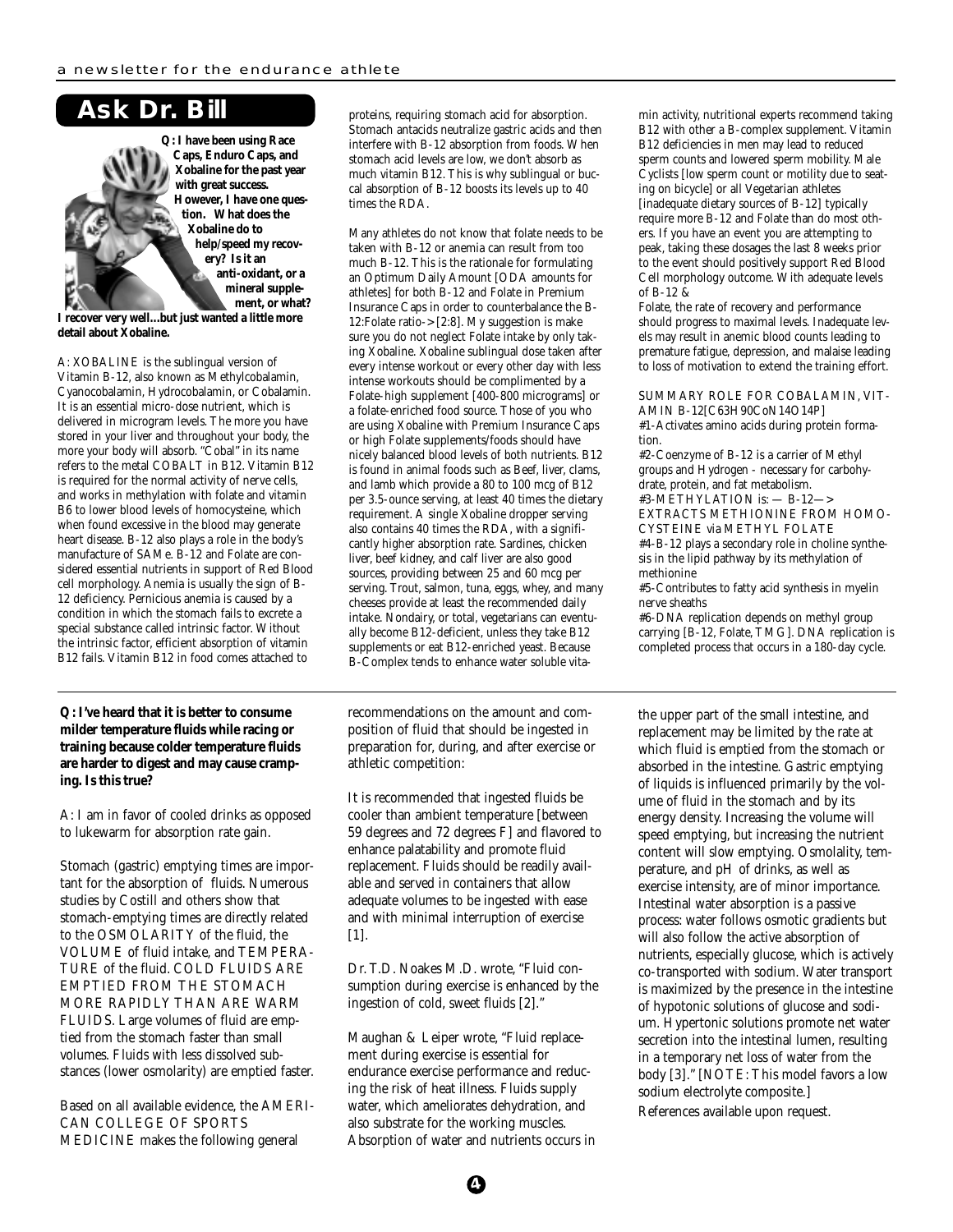## Ask Dr. Bill

**Q: I have been using Race Caps, Enduro Caps, and Xobaline for the past year with great success. However, I have one question. What does the Xobaline do to help/speed my recovery? Is it an anti-oxidant, or a mineral supplement, or what? I recover very well...but just wanted a little more detail about Xobaline.**

A: XOBALINE is the sublingual version of Vitamin B-12, also known as Methylcobalamin, Cyanocobalamin, Hydrocobalamin, or Cobalamin. It is an essential micro-dose nutrient, which is delivered in microgram levels. The more you have stored in your liver and throughout your body, the more your body will absorb. "Cobal" in its name refers to the metal COBALT in B12. Vitamin B12 is required for the normal activity of nerve cells, and works in methylation with folate and vitamin B6 to lower blood levels of homocysteine, which when found excessive in the blood may generate heart disease. B-12 also plays a role in the body's manufacture of SAMe. B-12 and Folate are considered essential nutrients in support of Red Blood cell morphology. Anemia is usually the sign of B-12 deficiency. Pernicious anemia is caused by a condition in which the stomach fails to excrete a special substance called intrinsic factor. Without the intrinsic factor, efficient absorption of vitamin B12 fails. Vitamin B12 in food comes attached to proteins, requiring stomach acid for absorption. Stomach antacids neutralize gastric acids and then interfere with B-12 absorption from foods. When stomach acid levels are low, we don't absorb as much vitamin B12. This is why sublingual or buccal absorption of B-12 boosts its levels up to 40 times the RDA.

Many athletes do not know that folate needs to be taken with B-12 or anemia can result from too much B-12. This is the rationale for formulating an Optimum Daily Amount [ODA amounts for athletes] for both B-12 and Folate in Premium Insurance Caps in order to counterbalance the B-12:Folate ratio-> [2:8]. My suggestion is make sure you do not neglect Folate intake by only taking Xobaline. Xobaline sublingual dose taken after every intense workout or every other day with less intense workouts should be complimented by a Folate-high supplement [400-800 micrograms] or a folate-enriched food source. Those of you who are using Xobaline with Premium Insurance Caps or high Folate supplements/foods should have nicely balanced blood levels of both nutrients. B12 is found in animal foods such as Beef, liver, clams, and lamb which provide a 80 to 100 mcg of B12 per 3.5-ounce serving, at least 40 times the dietary requirement. A single Xobaline dropper serving also contains 40 times the RDA, with a significantly higher absorption rate. Sardines, chicken liver, beef kidney, and calf liver are also good sources, providing between 25 and 60 mcg per serving. Trout, salmon, tuna, eggs, whey, and many cheeses provide at least the recommended daily intake. Nondairy, or total, vegetarians can eventually become B12-deficient, unless they take B12 supplements or eat B12-enriched yeast. Because B-Complex tends to enhance water soluble vitamin activity, nutritional experts recommend taking B12 with other a B-complex supplement. Vitamin B12 deficiencies in men may lead to reduced sperm counts and lowered sperm mobility. Male Cyclists [low sperm count or motility due to seating on bicycle] or all Vegetarian athletes [inadequate dietary sources of B-12] typically require more B-12 and Folate than do most others. If you have an event you are attempting to peak, taking these dosages the last 8 weeks prior to the event should positively support Red Blood Cell morphology outcome. With adequate levels of B-12 &

Folate, the rate of recovery and performance should progress to maximal levels. Inadequate levels may result in anemic blood counts leading to premature fatigue, depression, and malaise leading to loss of motivation to extend the training effort.

SUMMARY ROLE FOR COBALAMIN, VITAMIN B-12[$C_{63}H_{90}CoN_{14}O_{14}P$]

#1-Activates amino acids during protein formation.

#2-Coenzyme of B-12 is a carrier of Methyl groups and Hydrogen - necessary for carbohydrate, protein, and fat metabolism.

#3-METHYLATION is: — B-12—> EXTRACTS METHIONINE FROM HOMOCYSTEINE via METHYL FOLATE

#4-B-12 plays a secondary role in choline synthesis in the lipid pathway by its methylation of methionine

#5-Contributes to fatty acid synthesis in myelin nerve sheaths

#6-DNA replication depends on methyl group carrying [B-12, Folate, TMG]. DNA replication is completed process that occurs in a 180-day cycle.

---

**Q: I've heard that it is better to consume milder temperature fluids while racing or training because colder temperature fluids are harder to digest and may cause cramping. Is this true?**

A: I am in favor of cooled drinks as opposed to lukewarm for absorption rate gain.

Stomach (gastric) emptying times are important for the absorption of fluids. Numerous studies by Costill and others show that stomach-emptying times are directly related to the OSMOLARITY of the fluid, the VOLUME of fluid intake, and TEMPERATURE of the fluid. COLD FLUIDS ARE EMPTIED FROM THE STOMACH MORE RAPIDLY THAN ARE WARM FLUIDS. Large volumes of fluid are emptied from the stomach faster than small volumes. Fluids with less dissolved substances (lower osmolarity) are emptied faster.

Based on all available evidence, the AMERICAN COLLEGE OF SPORTS MEDICINE makes the following general recommendations on the amount and composition of fluid that should be ingested in preparation for, during, and after exercise or athletic competition:

It is recommended that ingested fluids be cooler than ambient temperature [between 59 degrees and 72 degrees F] and flavored to enhance palatability and promote fluid replacement. Fluids should be readily available and served in containers that allow adequate volumes to be ingested with ease and with minimal interruption of exercise [1].

Dr. T.D. Noakes M.D. wrote, "Fluid consumption during exercise is enhanced by the ingestion of cold, sweet fluids [2]."

Maughan & Leiper wrote, "Fluid replacement during exercise is essential for endurance exercise performance and reducing the risk of heat illness. Fluids supply water, which ameliorates dehydration, and also substrate for the working muscles. Absorption of water and nutrients occurs in the upper part of the small intestine, and replacement may be limited by the rate at which fluid is emptied from the stomach or absorbed in the intestine. Gastric emptying of liquids is influenced primarily by the volume of fluid in the stomach and by its energy density. Increasing the volume will speed emptying, but increasing the nutrient content will slow emptying. Osmolality, temperature, and pH of drinks, as well as exercise intensity, are of minor importance. Intestinal water absorption is a passive process: water follows osmotic gradients but will also follow the active absorption of nutrients, especially glucose, which is actively co-transported with sodium. Water transport is maximized by the presence in the intestine of hypotonic solutions of glucose and sodium. Hypertonic solutions promote net water secretion into the intestinal lumen, resulting in a temporary net loss of water from the body [3]." [NOTE: This model favors a low sodium electrolyte composite.]

References available upon request.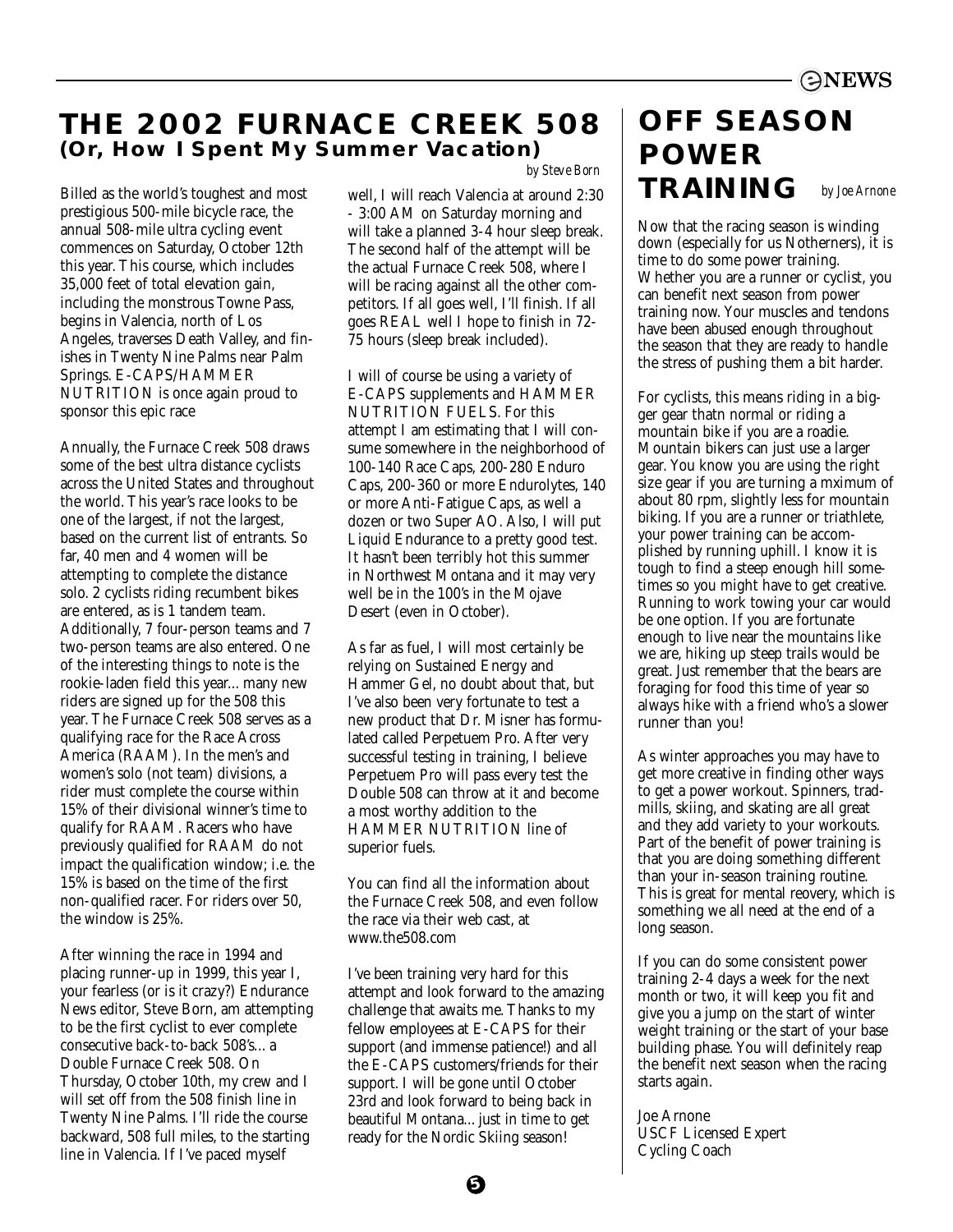# THE 2002 FURNACE CREEK 508

## (Or, How I Spent My Summer Vacation)

*by Steve Born*

Billed as the world's toughest and most prestigious 500-mile bicycle race, the annual 508-mile ultra cycling event commences on Saturday, October 12th this year. This course, which includes 35,000 feet of total elevation gain, including the monstrous Towne Pass, begins in Valencia, north of Los Angeles, traverses Death Valley, and finishes in Twenty Nine Palms near Palm Springs. E-CAPS/HAMMER NUTRITION is once again proud to sponsor this epic race

Annually, the Furnace Creek 508 draws some of the best ultra distance cyclists across the United States and throughout the world. This year's race looks to be one of the largest, if not the largest, based on the current list of entrants. So far, 40 men and 4 women will be attempting to complete the distance solo. 2 cyclists riding recumbent bikes are entered, as is 1 tandem team. Additionally, 7 four-person teams and 7 two-person teams are also entered. One of the interesting things to note is the rookie-laden field this year... many new riders are signed up for the 508 this year. The Furnace Creek 508 serves as a qualifying race for the Race Across America (RAAM). In the men's and women's solo (not team) divisions, a rider must complete the course within 15% of their divisional winner's time to qualify for RAAM. Racers who have previously qualified for RAAM do not impact the qualification window; i.e. the 15% is based on the time of the first non-qualified racer. For riders over 50, the window is 25%.

After winning the race in 1994 and placing runner-up in 1999, this year I, your fearless (or is it crazy?) Endurance News editor, Steve Born, am attempting to be the first cyclist to ever complete consecutive back-to-back 508's... a Double Furnace Creek 508. On Thursday, October 10th, my crew and I will set off from the 508 finish line in Twenty Nine Palms. I'll ride the course backward, 508 full miles, to the starting line in Valencia. If I've paced myself well, I will reach Valencia at around 2:30 - 3:00 AM on Saturday morning and will take a planned 3-4 hour sleep break. The second half of the attempt will be the actual Furnace Creek 508, where I will be racing against all the other competitors. If all goes well, I'll finish. If all goes REAL well I hope to finish in 72-75 hours (sleep break included).

I will of course be using a variety of E-CAPS supplements and HAMMER NUTRITION FUELS. For this attempt I am estimating that I will consume somewhere in the neighborhood of 100-140 Race Caps, 200-280 Enduro Caps, 200-360 or more Endurolytes, 140 or more Anti-Fatigue Caps, as well a dozen or two Super AO. Also, I will put Liquid Endurance to a pretty good test. It hasn't been terribly hot this summer in Northwest Montana and it may very well be in the 100's in the Mojave Desert (even in October).

As far as fuel, I will most certainly be relying on Sustained Energy and Hammer Gel, no doubt about that, but I've also been very fortunate to test a new product that Dr. Misner has formulated called Perpetuem Pro. After very successful testing in training, I believe Perpetuem Pro will pass every test the Double 508 can throw at it and become a most worthy addition to the HAMMER NUTRITION line of superior fuels.

You can find all the information about the Furnace Creek 508, and even follow the race via their web cast, at www.the508.com

I've been training very hard for this attempt and look forward to the amazing challenge that awaits me. Thanks to my fellow employees at E-CAPS for their support (and immense patience!) and all the E-CAPS customers/friends for their support. I will be gone until October 23rd and look forward to being back in beautiful Montana... just in time to get ready for the Nordic Skiing season!

# OFF SEASON POWER TRAINING

*by Joe Arnone*

Now that the racing season is winding down (especially for us Notherners), it is time to do some power training. Whether you are a runner or cyclist, you can benefit next season from power training now. Your muscles and tendons have been abused enough throughout the season that they are ready to handle the stress of pushing them a bit harder.

For cyclists, this means riding in a bigger gear thatn normal or riding a mountain bike if you are a roadie. Mountain bikers can just use a larger gear. You know you are using the right size gear if you are turning a mximum of about 80 rpm, slightly less for mountain biking. If you are a runner or triathlete, your power training can be accomplished by running uphill. I know it is tough to find a steep enough hill sometimes so you might have to get creative. Running to work towing your car would be one option. If you are fortunate enough to live near the mountains like we are, hiking up steep trails would be great. Just remember that the bears are foraging for food this time of year so always hike with a friend who's a slower runner than you!

As winter approaches you may have to get more creative in finding other ways to get a power workout. Spinners, tradmills, skiing, and skating are all great and they add variety to your workouts. Part of the benefit of power training is that you are doing something different than your in-season training routine. This is great for mental reovery, which is something we all need at the end of a long season.

If you can do some consistent power training 2-4 days a week for the next month or two, it will keep you fit and give you a jump on the start of winter weight training or the start of your base building phase. You will definitely reap the benefit next season when the racing starts again.

Joe Arnone
USCF Licensed Expert
Cycling Coach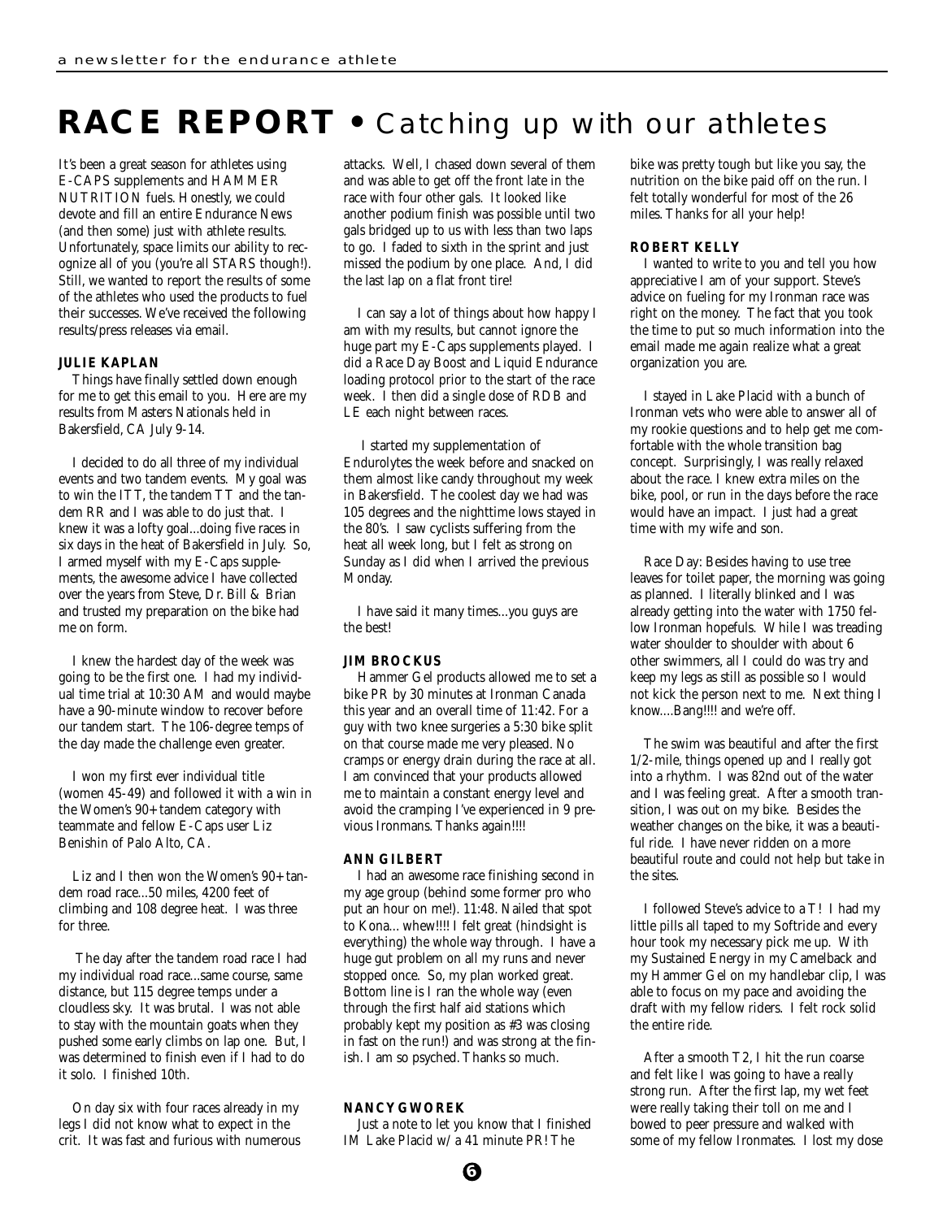# RACE REPORT • Catching up with our athletes

It's been a great season for athletes using E-CAPS supplements and HAMMER NUTRITION fuels. Honestly, we could devote and fill an entire Endurance News (and then some) just with athlete results. Unfortunately, space limits our ability to recognize all of you (you're all STARS though!). Still, we wanted to report the results of some of the athletes who used the products to fuel their successes. We've received the following results/press releases via email.

### JULIE KAPLAN

Things have finally settled down enough for me to get this email to you. Here are my results from Masters Nationals held in Bakersfield, CA July 9-14.

I decided to do all three of my individual events and two tandem events. My goal was to win the ITT, the tandem TT and the tandem RR and I was able to do just that. I knew it was a lofty goal...doing five races in six days in the heat of Bakersfield in July. So, I armed myself with my E-Caps supplements, the awesome advice I have collected over the years from Steve, Dr. Bill & Brian and trusted my preparation on the bike had me on form.

I knew the hardest day of the week was going to be the first one. I had my individual time trial at 10:30 AM and would maybe have a 90-minute window to recover before our tandem start. The 106-degree temps of the day made the challenge even greater.

I won my first ever individual title (women 45-49) and followed it with a win in the Women's 90+ tandem category with teammate and fellow E-Caps user Liz Benishin of Palo Alto, CA.

Liz and I then won the Women's 90+ tandem road race...50 miles, 4200 feet of climbing and 108 degree heat. I was three for three.

The day after the tandem road race I had my individual road race...same course, same distance, but 115 degree temps under a cloudless sky. It was brutal. I was not able to stay with the mountain goats when they pushed some early climbs on lap one. But, I was determined to finish even if I had to do it solo. I finished 10th.

On day six with four races already in my legs I did not know what to expect in the crit. It was fast and furious with numerous attacks. Well, I chased down several of them and was able to get off the front late in the race with four other gals. It looked like another podium finish was possible until two gals bridged up to us with less than two laps to go. I faded to sixth in the sprint and just missed the podium by one place. And, I did the last lap on a flat front tire!

I can say a lot of things about how happy I am with my results, but cannot ignore the huge part my E-Caps supplements played. I did a Race Day Boost and Liquid Endurance loading protocol prior to the start of the race week. I then did a single dose of RDB and LE each night between races.

I started my supplementation of Endurolytes the week before and snacked on them almost like candy throughout my week in Bakersfield. The coolest day we had was 105 degrees and the nighttime lows stayed in the 80's. I saw cyclists suffering from the heat all week long, but I felt as strong on Sunday as I did when I arrived the previous Monday.

I have said it many times...you guys are the best!

### JIM BROCKUS

Hammer Gel products allowed me to set a bike PR by 30 minutes at Ironman Canada this year and an overall time of 11:42. For a guy with two knee surgeries a 5:30 bike split on that course made me very pleased. No cramps or energy drain during the race at all. I am convinced that your products allowed me to maintain a constant energy level and avoid the cramping I've experienced in 9 previous Ironmans. Thanks again!!!!

### ANN GILBERT

I had an awesome race finishing second in my age group (behind some former pro who put an hour on me!). 11:48. Nailed that spot to Kona... whew!!!! I felt great (hindsight is everything) the whole way through. I have a huge gut problem on all my runs and never stopped once. So, my plan worked great. Bottom line is I ran the whole way (even through the first half aid stations which probably kept my position as #3 was closing in fast on the run!) and was strong at the finish. I am so psyched. Thanks so much.

### NANCY GWOREK

Just a note to let you know that I finished IM Lake Placid w/ a 41 minute PR! The bike was pretty tough but like you say, the nutrition on the bike paid off on the run. I felt totally wonderful for most of the 26 miles. Thanks for all your help!

### ROBERT KELLY

I wanted to write to you and tell you how appreciative I am of your support. Steve's advice on fueling for my Ironman race was right on the money. The fact that you took the time to put so much information into the email made me again realize what a great organization you are.

I stayed in Lake Placid with a bunch of Ironman vets who were able to answer all of my rookie questions and to help get me comfortable with the whole transition bag concept. Surprisingly, I was really relaxed about the race. I knew extra miles on the bike, pool, or run in the days before the race would have an impact. I just had a great time with my wife and son.

Race Day: Besides having to use tree leaves for toilet paper, the morning was going as planned. I literally blinked and I was already getting into the water with 1750 fellow Ironman hopefuls. While I was treading water shoulder to shoulder with about 6 other swimmers, all I could do was try and keep my legs as still as possible so I would not kick the person next to me. Next thing I know....Bang!!!! and we're off.

The swim was beautiful and after the first 1/2-mile, things opened up and I really got into a rhythm. I was 82nd out of the water and I was feeling great. After a smooth transition, I was out on my bike. Besides the weather changes on the bike, it was a beautiful ride. I have never ridden on a more beautiful route and could not help but take in the sites.

I followed Steve's advice to a T! I had my little pills all taped to my Softride and every hour took my necessary pick me up. With my Sustained Energy in my Camelback and my Hammer Gel on my handlebar clip, I was able to focus on my pace and avoiding the draft with my fellow riders. I felt rock solid the entire ride.

After a smooth T2, I hit the run coarse and felt like I was going to have a really strong run. After the first lap, my wet feet were really taking their toll on me and I bowed to peer pressure and walked with some of my fellow Ironmates. I lost my dose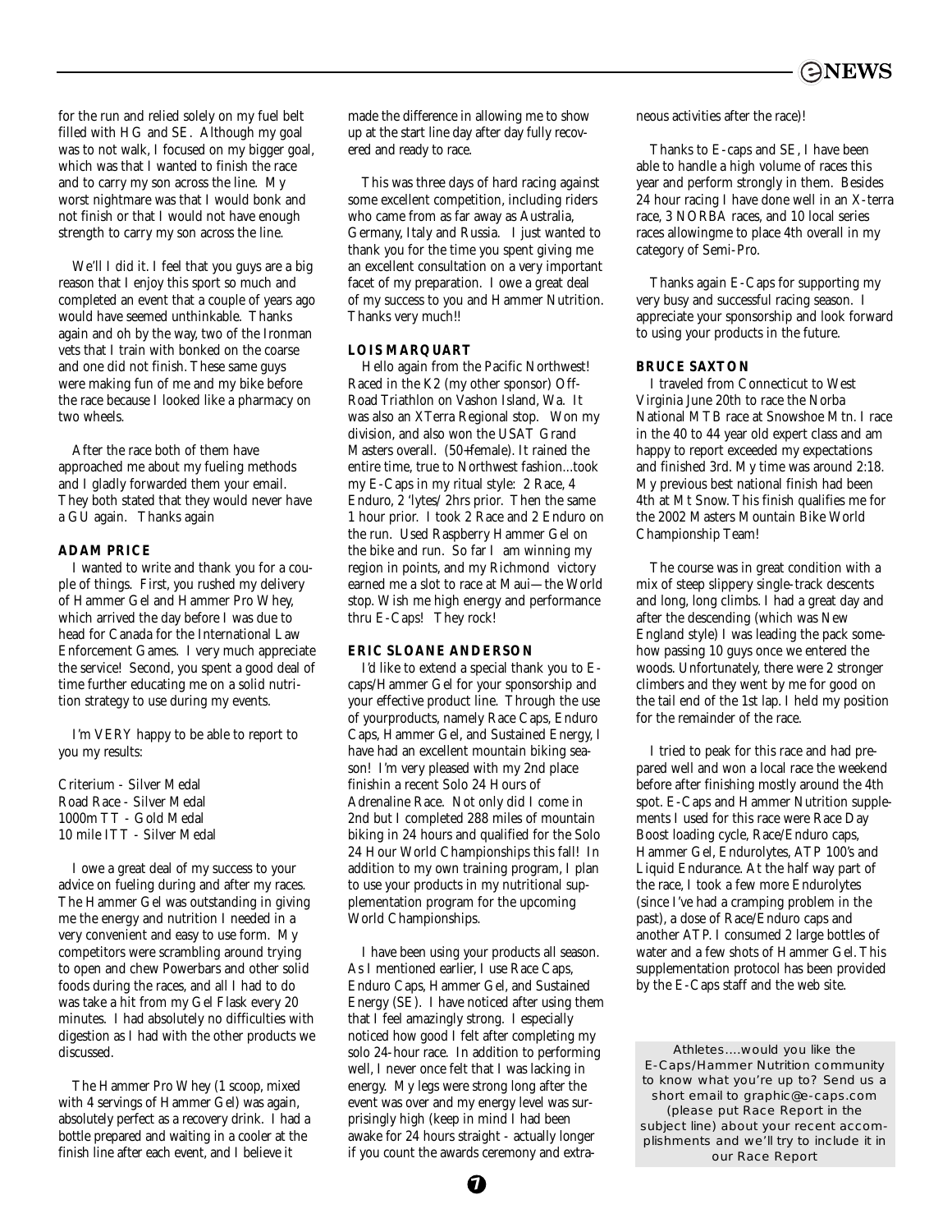for the run and relied solely on my fuel belt filled with HG and SE. Although my goal was to not walk, I focused on my bigger goal, which was that I wanted to finish the race and to carry my son across the line. My worst nightmare was that I would bonk and not finish or that I would not have enough strength to carry my son across the line.

We'll I did it. I feel that you guys are a big reason that I enjoy this sport so much and completed an event that a couple of years ago would have seemed unthinkable. Thanks again and oh by the way, two of the Ironman vets that I train with bonked on the coarse and one did not finish. These same guys were making fun of me and my bike before the race because I looked like a pharmacy on two wheels.

After the race both of them have approached me about my fueling methods and I gladly forwarded them your email. They both stated that they would never have a GU again. Thanks again

**ADAM PRICE**

I wanted to write and thank you for a couple of things. First, you rushed my delivery of Hammer Gel and Hammer Pro Whey, which arrived the day before I was due to head for Canada for the International Law Enforcement Games. I very much appreciate the service! Second, you spent a good deal of time further educating me on a solid nutrition strategy to use during my events.

I'm VERY happy to be able to report to you my results:

Criterium - Silver Medal
Road Race - Silver Medal
1000m TT - Gold Medal
10 mile ITT - Silver Medal

I owe a great deal of my success to your advice on fueling during and after my races. The Hammer Gel was outstanding in giving me the energy and nutrition I needed in a very convenient and easy to use form. My competitors were scrambling around trying to open and chew Powerbars and other solid foods during the races, and all I had to do was take a hit from my Gel Flask every 20 minutes. I had absolutely no difficulties with digestion as I had with the other products we discussed.

The Hammer Pro Whey (1 scoop, mixed with 4 servings of Hammer Gel) was again, absolutely perfect as a recovery drink. I had a bottle prepared and waiting in a cooler at the finish line after each event, and I believe it made the difference in allowing me to show up at the start line day after day fully recovered and ready to race.

This was three days of hard racing against some excellent competition, including riders who came from as far away as Australia, Germany, Italy and Russia. I just wanted to thank you for the time you spent giving me an excellent consultation on a very important facet of my preparation. I owe a great deal of my success to you and Hammer Nutrition. Thanks very much!!

**LOIS MARQUART**

Hello again from the Pacific Northwest! Raced in the K2 (my other sponsor) Off-Road Triathlon on Vashon Island, Wa. It was also an XTerra Regional stop. Won my division, and also won the USAT Grand Masters overall. (50+female). It rained the entire time, true to Northwest fashion...took my E-Caps in my ritual style: 2 Race, 4 Enduro, 2 'lytes/ 2hrs prior. Then the same 1 hour prior. I took 2 Race and 2 Enduro on the run. Used Raspberry Hammer Gel on the bike and run. So far I am winning my region in points, and my Richmond victory earned me a slot to race at Maui—the World stop. Wish me high energy and performance thru E-Caps! They rock!

**ERIC SLOANE ANDERSON**

I'd like to extend a special thank you to E-caps/Hammer Gel for your sponsorship and your effective product line. Through the use of yourproducts, namely Race Caps, Enduro Caps, Hammer Gel, and Sustained Energy, I have had an excellent mountain biking season! I'm very pleased with my 2nd place finishin a recent Solo 24 Hours of Adrenaline Race. Not only did I come in 2nd but I completed 288 miles of mountain biking in 24 hours and qualified for the Solo 24 Hour World Championships this fall! In addition to my own training program, I plan to use your products in my nutritional supplementation program for the upcoming World Championships.

I have been using your products all season. As I mentioned earlier, I use Race Caps, Enduro Caps, Hammer Gel, and Sustained Energy (SE). I have noticed after using them that I feel amazingly strong. I especially noticed how good I felt after completing my solo 24-hour race. In addition to performing well, I never once felt that I was lacking in energy. My legs were strong long after the event was over and my energy level was surprisingly high (keep in mind I had been awake for 24 hours straight - actually longer if you count the awards ceremony and extraneous activities after the race)!

Thanks to E-caps and SE, I have been able to handle a high volume of races this year and perform strongly in them. Besides 24 hour racing I have done well in an X-terra race, 3 NORBA races, and 10 local series races allowingme to place 4th overall in my category of Semi-Pro.

Thanks again E-Caps for supporting my very busy and successful racing season. I appreciate your sponsorship and look forward to using your products in the future.

**BRUCE SAXTON**

I traveled from Connecticut to West Virginia June 20th to race the Norba National MTB race at Snowshoe Mtn. I race in the 40 to 44 year old expert class and am happy to report exceeded my expectations and finished 3rd. My time was around 2:18. My previous best national finish had been 4th at Mt Snow. This finish qualifies me for the 2002 Masters Mountain Bike World Championship Team!

The course was in great condition with a mix of steep slippery single-track descents and long, long climbs. I had a great day and after the descending (which was New England style) I was leading the pack somehow passing 10 guys once we entered the woods. Unfortunately, there were 2 stronger climbers and they went by me for good on the tail end of the 1st lap. I held my position for the remainder of the race.

I tried to peak for this race and had prepared well and won a local race the weekend before after finishing mostly around the 4th spot. E-Caps and Hammer Nutrition supplements I used for this race were Race Day Boost loading cycle, Race/Enduro caps, Hammer Gel, Endurolytes, ATP 100's and Liquid Endurance. At the half way part of the race, I took a few more Endurolytes (since I've had a cramping problem in the past), a dose of Race/Enduro caps and another ATP. I consumed 2 large bottles of water and a few shots of Hammer Gel. This supplementation protocol has been provided by the E-Caps staff and the web site.

Athletes....would you like the E-Caps/Hammer Nutrition community to know what you're up to? Send us a short email to graphic@e-caps.com (please put Race Report in the subject line) about your recent accomplishments and we'll try to include it in our Race Report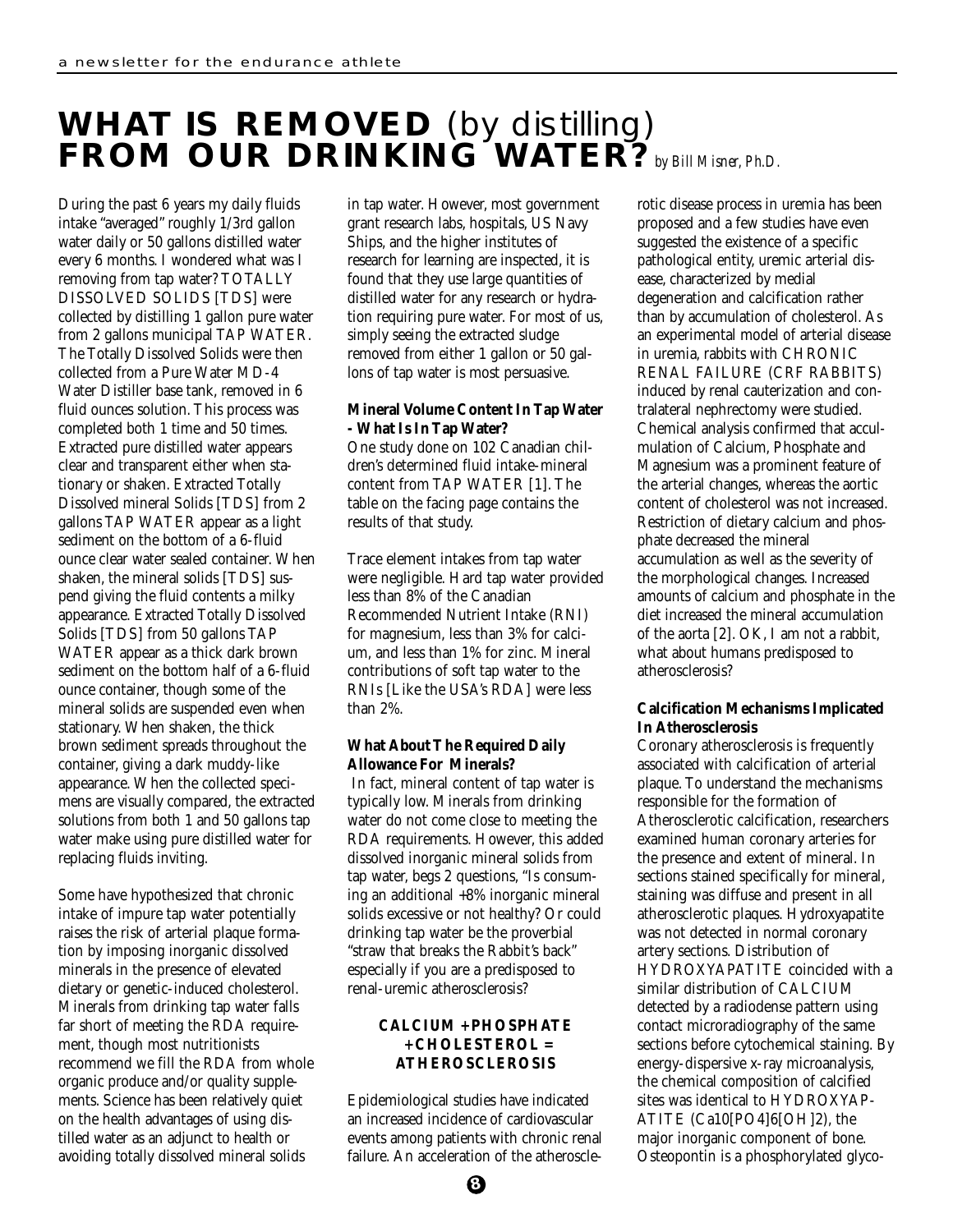# **WHAT IS REMOVED** (by distilling) **FROM OUR DRINKING WATER?** *by Bill Misner, Ph.D.*

During the past 6 years my daily fluids intake "averaged" roughly 1/3rd gallon water daily or 50 gallons distilled water every 6 months. I wondered what was I removing from tap water? TOTALLY DISSOLVED SOLIDS [TDS] were collected by distilling 1 gallon pure water from 2 gallons municipal TAP WATER. The Totally Dissolved Solids were then collected from a Pure Water MD-4 Water Distiller base tank, removed in 6 fluid ounces solution. This process was completed both 1 time and 50 times. Extracted pure distilled water appears clear and transparent either when stationary or shaken. Extracted Totally Dissolved mineral Solids [TDS] from 2 gallons TAP WATER appear as a light sediment on the bottom of a 6-fluid ounce clear water sealed container. When shaken, the mineral solids [TDS] suspend giving the fluid contents a milky appearance. Extracted Totally Dissolved Solids [TDS] from 50 gallons TAP WATER appear as a thick dark brown sediment on the bottom half of a 6-fluid ounce container, though some of the mineral solids are suspended even when stationary. When shaken, the thick brown sediment spreads throughout the container, giving a dark muddy-like appearance. When the collected specimens are visually compared, the extracted solutions from both 1 and 50 gallons tap water make using pure distilled water for replacing fluids inviting.

Some have hypothesized that chronic intake of impure tap water potentially raises the risk of arterial plaque formation by imposing inorganic dissolved minerals in the presence of elevated dietary or genetic-induced cholesterol. Minerals from drinking tap water falls far short of meeting the RDA requirement, though most nutritionists recommend we fill the RDA from whole organic produce and/or quality supplements. Science has been relatively quiet on the health advantages of using distilled water as an adjunct to health or avoiding totally dissolved mineral solids in tap water. However, most government grant research labs, hospitals, US Navy Ships, and the higher institutes of research for learning are inspected, it is found that they use large quantities of distilled water for any research or hydration requiring pure water. For most of us, simply seeing the extracted sludge removed from either 1 gallon or 50 gallons of tap water is most persuasive.

**Mineral Volume Content In Tap Water - What Is In Tap Water?**

One study done on 102 Canadian children's determined fluid intake-mineral content from TAP WATER [1]. The table on the facing page contains the results of that study.

Trace element intakes from tap water were negligible. Hard tap water provided less than 8% of the Canadian Recommended Nutrient Intake (RNI) for magnesium, less than 3% for calcium, and less than 1% for zinc. Mineral contributions of soft tap water to the RNIs [Like the USA's RDA] were less than 2%.

**What About The Required Daily Allowance For Minerals?**

In fact, mineral content of tap water is typically low. Minerals from drinking water do not come close to meeting the RDA requirements. However, this added dissolved inorganic mineral solids from tap water, begs 2 questions, "Is consuming an additional +8% inorganic mineral solids excessive or not healthy? Or could drinking tap water be the proverbial "straw that breaks the Rabbit's back" especially if you are a predisposed to renal-uremic atherosclerosis?

**CALCIUM + PHOSPHATE + CHOLESTEROL = ATHEROSCLEROSIS**

Epidemiological studies have indicated an increased incidence of cardiovascular events among patients with chronic renal failure. An acceleration of the atherosclerotic disease process in uremia has been proposed and a few studies have even suggested the existence of a specific pathological entity, uremic arterial disease, characterized by medial degeneration and calcification rather than by accumulation of cholesterol. As an experimental model of arterial disease in uremia, rabbits with CHRONIC RENAL FAILURE (CRF RABBITS) induced by renal cauterization and contralateral nephrectomy were studied. Chemical analysis confirmed that accumulation of Calcium, Phosphate and Magnesium was a prominent feature of the arterial changes, whereas the aortic content of cholesterol was not increased. Restriction of dietary calcium and phosphate decreased the mineral accumulation as well as the severity of the morphological changes. Increased amounts of calcium and phosphate in the diet increased the mineral accumulation of the aorta [2]. OK, I am not a rabbit, what about humans predisposed to atherosclerosis?

**Calcification Mechanisms Implicated In Atherosclerosis**

Coronary atherosclerosis is frequently associated with calcification of arterial plaque. To understand the mechanisms responsible for the formation of Atherosclerotic calcification, researchers examined human coronary arteries for the presence and extent of mineral. In sections stained specifically for mineral, staining was diffuse and present in all atherosclerotic plaques. Hydroxyapatite was not detected in normal coronary artery sections. Distribution of HYDROXYAPATITE coincided with a similar distribution of CALCIUM detected by a radiodense pattern using contact microradiography of the same sections before cytochemical staining. By energy-dispersive x-ray microanalysis, the chemical composition of calcified sites was identical to HYDROXYAPATITE ($Ca_{10}[PO_4]_6[OH]_2$), the major inorganic component of bone. Osteopontin is a phosphorylated glyco-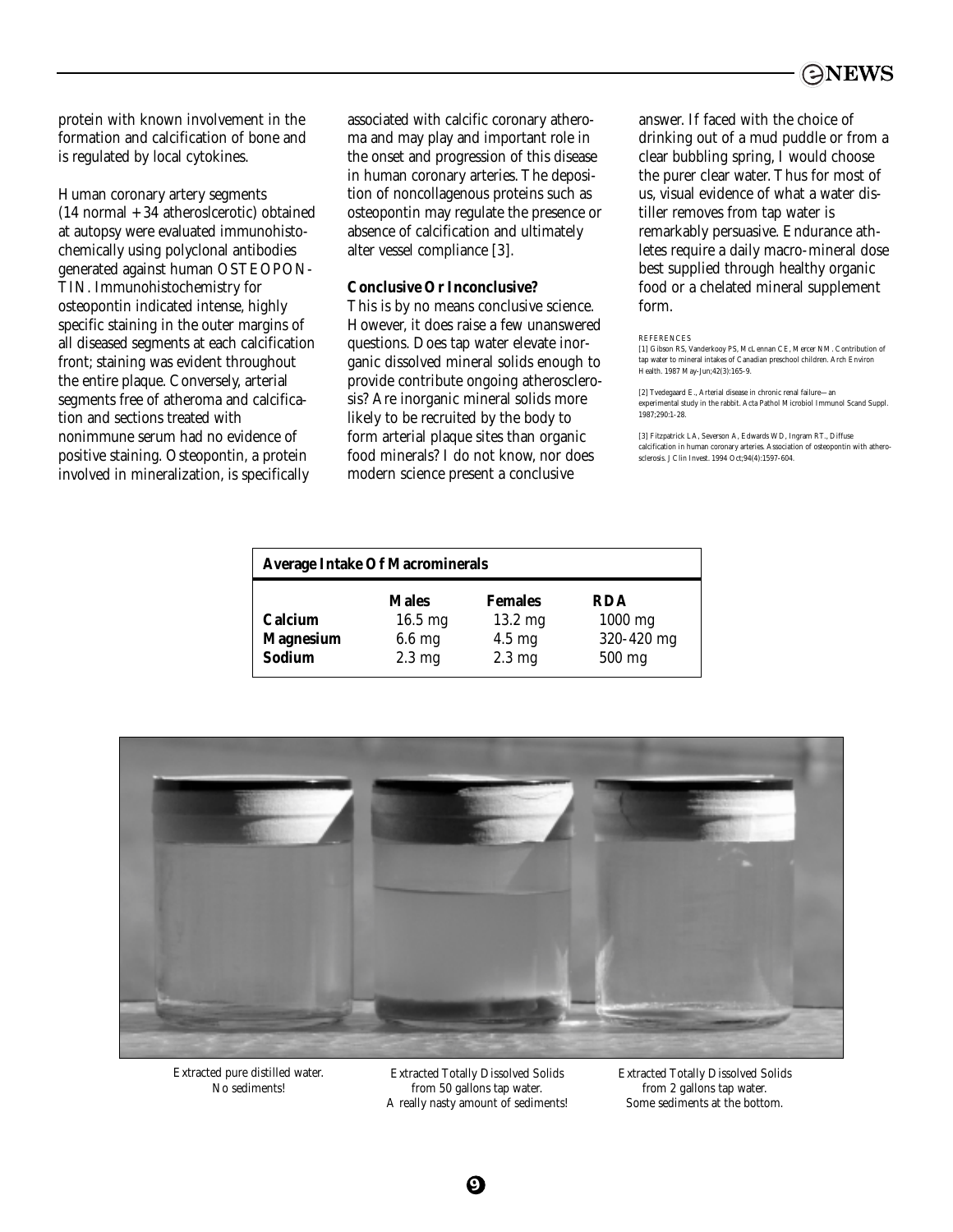protein with known involvement in the formation and calcification of bone and is regulated by local cytokines.

Human coronary artery segments (14 normal + 34 atherosclerotic) obtained at autopsy were evaluated immunohistochemically using polyclonal antibodies generated against human OSTEOPONTIN. Immunohistochemistry for osteopontin indicated intense, highly specific staining in the outer margins of all diseased segments at each calcification front; staining was evident throughout the entire plaque. Conversely, arterial segments free of atheroma and calcification and sections treated with nonimmune serum had no evidence of positive staining. Osteopontin, a protein involved in mineralization, is specifically associated with calcific coronary atheroma and may play and important role in the onset and progression of this disease in human coronary arteries. The deposition of noncollagenous proteins such as osteopontin may regulate the presence or absence of calcification and ultimately alter vessel compliance [3].

**Conclusive Or Inconclusive?**

This is by no means conclusive science. However, it does raise a few unanswered questions. Does tap water elevate inorganic dissolved mineral solids enough to provide contribute ongoing atherosclerosis? Are inorganic mineral solids more likely to be recruited by the body to form arterial plaque sites than organic food minerals? I do not know, nor does modern science present a conclusive answer. If faced with the choice of drinking out of a mud puddle or from a clear bubbling spring, I would choose the purer clear water. Thus for most of us, visual evidence of what a water distiller removes from tap water is remarkably persuasive. Endurance athletes require a daily macro-mineral dose best supplied through healthy organic food or a chelated mineral supplement form.

REFERENCES

[1] Gibson RS, Vanderkooy PS, McLennan CE, Mercer NM. Contribution of tap water to mineral intakes of Canadian preschool children. Arch Environ Health. 1987 May-Jun;42(3):165-9.

[2] Tvedegaard E., Arterial disease in chronic renal failure—an experimental study in the rabbit. Acta Pathol Microbiol Immunol Scand Suppl. 1987;290:1-28.

[3] Fitzpatrick LA, Severson A, Edwards WD, Ingram RT., Diffuse calcification in human coronary arteries. Association of osteopontin with atherosclerosis. J Clin Invest. 1994 Oct;94(4):1597-604.

**Average Intake Of Macrominerals**

| | Males | Females | RDA |
|---|---|---|---|
| **Calcium** | 16.5 mg | 13.2 mg | 1000 mg |
| **Magnesium** | 6.6 mg | 4.5 mg | 320-420 mg |
| **Sodium** | 2.3 mg | 2.3 mg | 500 mg |

Extracted pure distilled water. No sediments!

Extracted Totally Dissolved Solids from 50 gallons tap water. A really nasty amount of sediments!

Extracted Totally Dissolved Solids from 2 gallons tap water. Some sediments at the bottom.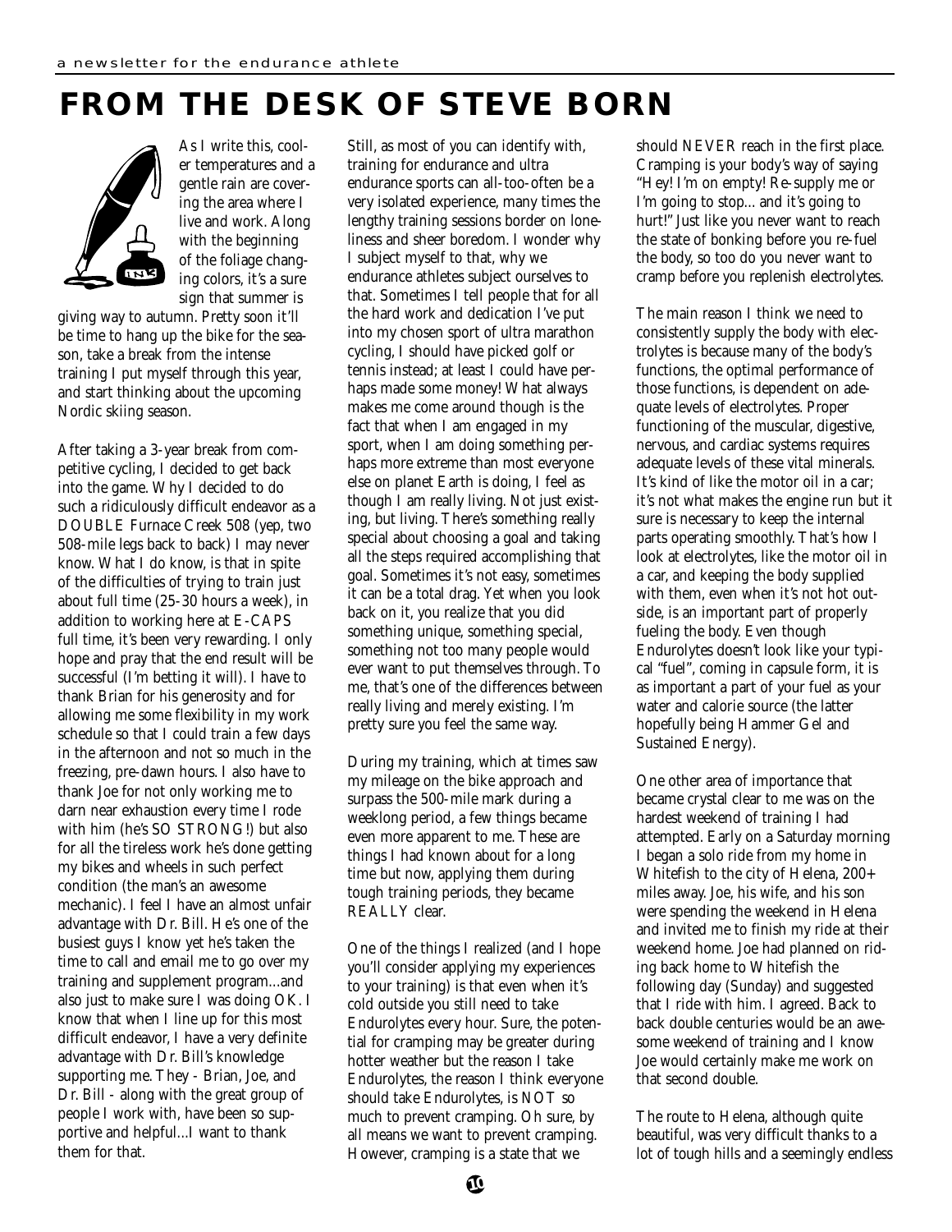# FROM THE DESK OF STEVE BORN

As I write this, cooler temperatures and a gentle rain are covering the area where I live and work. Along with the beginning of the foliage changing colors, it's a sure sign that summer is giving way to autumn. Pretty soon it'll be time to hang up the bike for the season, take a break from the intense training I put myself through this year, and start thinking about the upcoming Nordic skiing season.

After taking a 3-year break from competitive cycling, I decided to get back into the game. Why I decided to do such a ridiculously difficult endeavor as a DOUBLE Furnace Creek 508 (yep, two 508-mile legs back to back) I may never know. What I do know, is that in spite of the difficulties of trying to train just about full time (25-30 hours a week), in addition to working here at E-CAPS full time, it's been very rewarding. I only hope and pray that the end result will be successful (I'm betting it will). I have to thank Brian for his generosity and for allowing me some flexibility in my work schedule so that I could train a few days in the afternoon and not so much in the freezing, pre-dawn hours. I also have to thank Joe for not only working me to darn near exhaustion every time I rode with him (he's SO STRONG!) but also for all the tireless work he's done getting my bikes and wheels in such perfect condition (the man's an awesome mechanic). I feel I have an almost unfair advantage with Dr. Bill. He's one of the busiest guys I know yet he's taken the time to call and email me to go over my training and supplement program...and also just to make sure I was doing OK. I know that when I line up for this most difficult endeavor, I have a very definite advantage with Dr. Bill's knowledge supporting me. They - Brian, Joe, and Dr. Bill - along with the great group of people I work with, have been so supportive and helpful...I want to thank them for that.

Still, as most of you can identify with, training for endurance and ultra endurance sports can all-too-often be a very isolated experience, many times the lengthy training sessions border on loneliness and sheer boredom. I wonder why I subject myself to that, why we endurance athletes subject ourselves to that. Sometimes I tell people that for all the hard work and dedication I've put into my chosen sport of ultra marathon cycling, I should have picked golf or tennis instead; at least I could have perhaps made some money! What always makes me come around though is the fact that when I am engaged in my sport, when I am doing something perhaps more extreme than most everyone else on planet Earth is doing, I feel as though I am really living. Not just existing, but living. There's something really special about choosing a goal and taking all the steps required accomplishing that goal. Sometimes it's not easy, sometimes it can be a total drag. Yet when you look back on it, you realize that you did something unique, something special, something not too many people would ever want to put themselves through. To me, that's one of the differences between really living and merely existing. I'm pretty sure you feel the same way.

During my training, which at times saw my mileage on the bike approach and surpass the 500-mile mark during a weeklong period, a few things became even more apparent to me. These are things I had known about for a long time but now, applying them during tough training periods, they became REALLY clear.

One of the things I realized (and I hope you'll consider applying my experiences to your training) is that even when it's cold outside you still need to take Endurolytes every hour. Sure, the potential for cramping may be greater during hotter weather but the reason I take Endurolytes, the reason I think everyone should take Endurolytes, is NOT so much to prevent cramping. Oh sure, by all means we want to prevent cramping. However, cramping is a state that we should NEVER reach in the first place. Cramping is your body's way of saying "Hey! I'm on empty! Re-supply me or I'm going to stop... and it's going to hurt!" Just like you never want to reach the state of bonking before you re-fuel the body, so too do you never want to cramp before you replenish electrolytes.

The main reason I think we need to consistently supply the body with electrolytes is because many of the body's functions, the optimal performance of those functions, is dependent on adequate levels of electrolytes. Proper functioning of the muscular, digestive, nervous, and cardiac systems requires adequate levels of these vital minerals. It's kind of like the motor oil in a car; it's not what makes the engine run but it sure is necessary to keep the internal parts operating smoothly. That's how I look at electrolytes, like the motor oil in a car, and keeping the body supplied with them, even when it's not hot outside, is an important part of properly fueling the body. Even though Endurolytes doesn't look like your typical "fuel", coming in capsule form, it is as important a part of your fuel as your water and calorie source (the latter hopefully being Hammer Gel and Sustained Energy).

One other area of importance that became crystal clear to me was on the hardest weekend of training I had attempted. Early on a Saturday morning I began a solo ride from my home in Whitefish to the city of Helena, 200+ miles away. Joe, his wife, and his son were spending the weekend in Helena and invited me to finish my ride at their weekend home. Joe had planned on riding back home to Whitefish the following day (Sunday) and suggested that I ride with him. I agreed. Back to back double centuries would be an awesome weekend of training and I know Joe would certainly make me work on that second double.

The route to Helena, although quite beautiful, was very difficult thanks to a lot of tough hills and a seemingly endless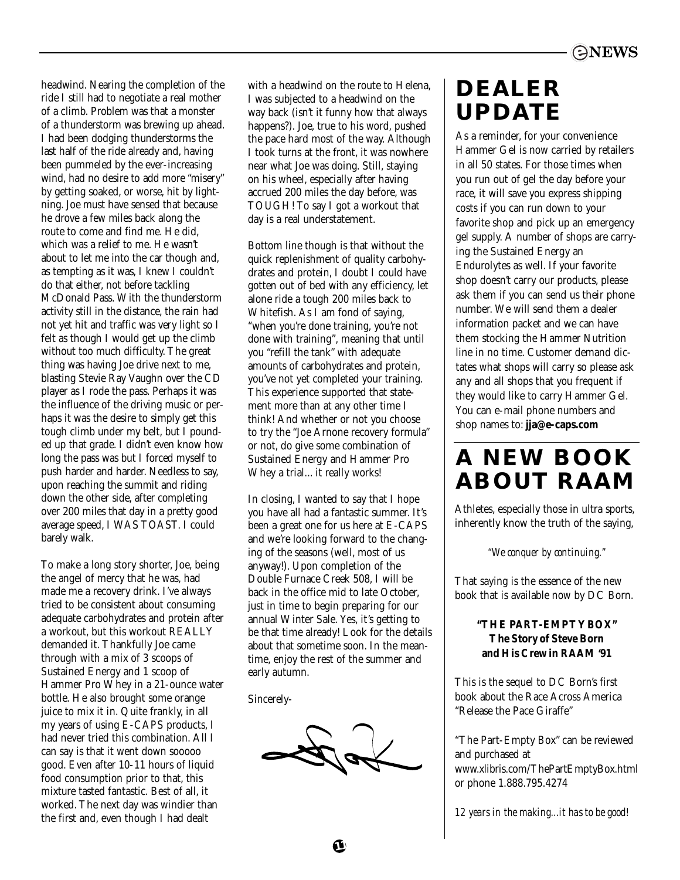headwind. Nearing the completion of the ride I still had to negotiate a real mother of a climb. Problem was that a monster of a thunderstorm was brewing up ahead. I had been dodging thunderstorms the last half of the ride already and, having been pummeled by the ever-increasing wind, had no desire to add more "misery" by getting soaked, or worse, hit by lightning. Joe must have sensed that because he drove a few miles back along the route to come and find me. He did, which was a relief to me. He wasn't about to let me into the car though and, as tempting as it was, I knew I couldn't do that either, not before tackling McDonald Pass. With the thunderstorm activity still in the distance, the rain had not yet hit and traffic was very light so I felt as though I would get up the climb without too much difficulty. The great thing was having Joe drive next to me, blasting Stevie Ray Vaughn over the CD player as I rode the pass. Perhaps it was the influence of the driving music or perhaps it was the desire to simply get this tough climb under my belt, but I pounded up that grade. I didn't even know how long the pass was but I forced myself to push harder and harder. Needless to say, upon reaching the summit and riding down the other side, after completing over 200 miles that day in a pretty good average speed, I WAS TOAST. I could barely walk.

To make a long story shorter, Joe, being the angel of mercy that he was, had made me a recovery drink. I've always tried to be consistent about consuming adequate carbohydrates and protein after a workout, but this workout REALLY demanded it. Thankfully Joe came through with a mix of 3 scoops of Sustained Energy and 1 scoop of Hammer Pro Whey in a 21-ounce water bottle. He also brought some orange juice to mix it in. Quite frankly, in all my years of using E-CAPS products, I had never tried this combination. All I can say is that it went down sooooo good. Even after 10-11 hours of liquid food consumption prior to that, this mixture tasted fantastic. Best of all, it worked. The next day was windier than the first and, even though I had dealt with a headwind on the route to Helena, I was subjected to a headwind on the way back (isn't it funny how that always happens?). Joe, true to his word, pushed the pace hard most of the way. Although I took turns at the front, it was nowhere near what Joe was doing. Still, staying on his wheel, especially after having accrued 200 miles the day before, was TOUGH! To say I got a workout that day is a real understatement.

Bottom line though is that without the quick replenishment of quality carbohydrates and protein, I doubt I could have gotten out of bed with any efficiency, let alone ride a tough 200 miles back to Whitefish. As I am fond of saying, "when you're done training, you're not done with training", meaning that until you "refill the tank" with adequate amounts of carbohydrates and protein, you've not yet completed your training. This experience supported that statement more than at any other time I think! And whether or not you choose to try the "Joe Arnone recovery formula" or not, do give some combination of Sustained Energy and Hammer Pro Whey a trial... it really works!

In closing, I wanted to say that I hope you have all had a fantastic summer. It's been a great one for us here at E-CAPS and we're looking forward to the changing of the seasons (well, most of us anyway!). Upon completion of the Double Furnace Creek 508, I will be back in the office mid to late October, just in time to begin preparing for our annual Winter Sale. Yes, it's getting to be that time already! Look for the details about that sometime soon. In the meantime, enjoy the rest of the summer and early autumn.

Sincerely-

# DEALER UPDATE

As a reminder, for your convenience Hammer Gel is now carried by retailers in all 50 states. For those times when you run out of gel the day before your race, it will save you express shipping costs if you can run down to your favorite shop and pick up an emergency gel supply. A number of shops are carrying the Sustained Energy an Endurolytes as well. If your favorite shop doesn't carry our products, please ask them if you can send us their phone number. We will send them a dealer information packet and we can have them stocking the Hammer Nutrition line in no time. Customer demand dictates what shops will carry so please ask any and all shops that you frequent if they would like to carry Hammer Gel. You can e-mail phone numbers and shop names to: **jja@e-caps.com**

# A NEW BOOK ABOUT RAAM

Athletes, especially those in ultra sports, inherently know the truth of the saying,

*"We conquer by continuing."*

That saying is the essence of the new book that is available now by DC Born.

**"THE PART-EMPTY BOX"**
**The Story of Steve Born and His Crew in RAAM '91**

This is the sequel to DC Born's first book about the Race Across America "Release the Pace Giraffe"

"The Part-Empty Box" can be reviewed and purchased at www.xlibris.com/ThePartEmptyBox.html or phone 1.888.795.4274

*12 years in the making...it has to be good!*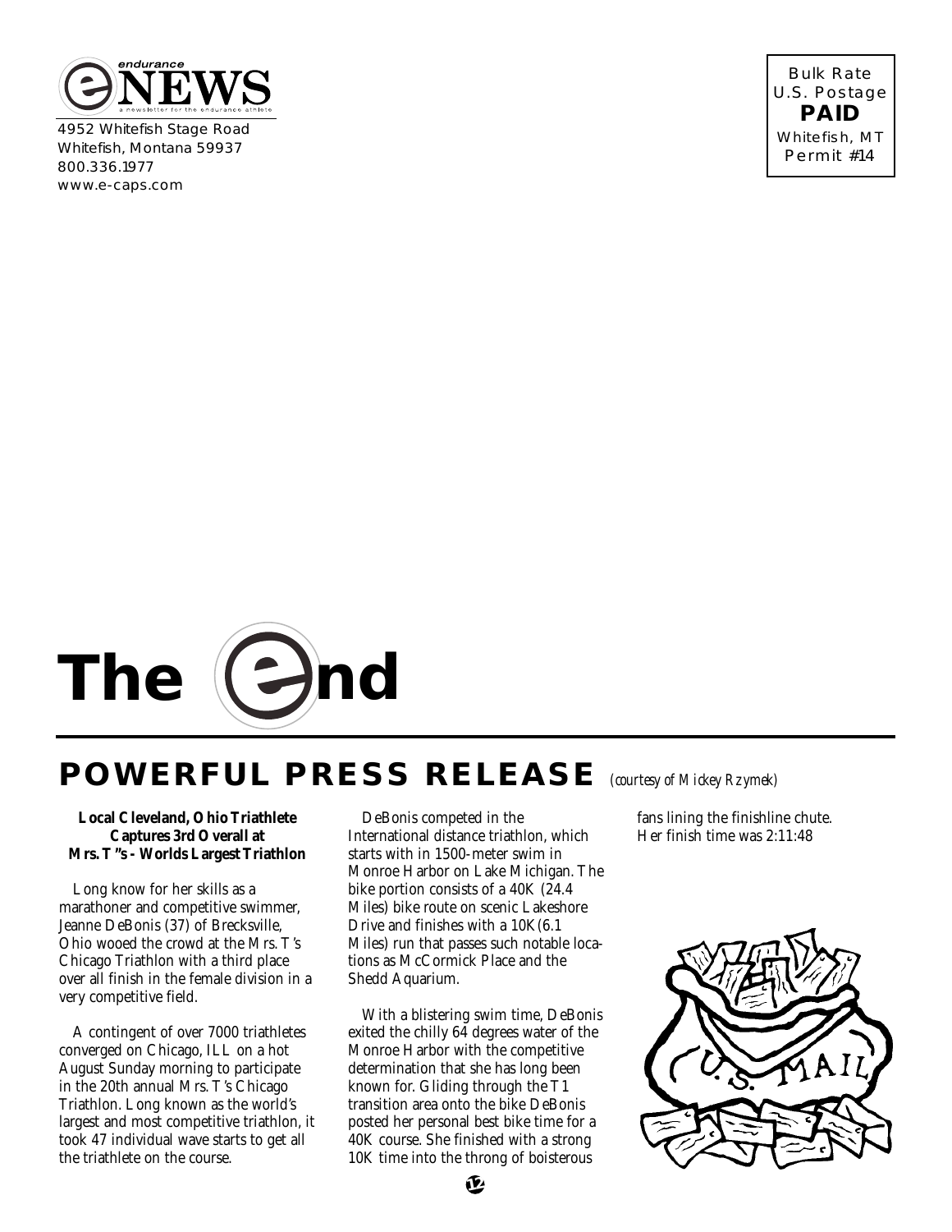endurance NEWS
a newsletter for the endurance athlete

4952 Whitefish Stage Road
Whitefish, Montana 59937
800.336.1977
www.e-caps.com

Bulk Rate
U.S. Postage
**PAID**
Whitefish, MT
Permit #14

# The End

## POWERFUL PRESS RELEASE *(courtesy of Mickey Rzymek)*

**Local Cleveland, Ohio Triathlete Captures 3rd Overall at Mrs. T"s - Worlds Largest Triathlon**

Long know for her skills as a marathoner and competitive swimmer, Jeanne DeBonis (37) of Brecksville, Ohio wooed the crowd at the Mrs. T's Chicago Triathlon with a third place over all finish in the female division in a very competitive field.

A contingent of over 7000 triathletes converged on Chicago, ILL on a hot August Sunday morning to participate in the 20th annual Mrs. T's Chicago Triathlon. Long known as the world's largest and most competitive triathlon, it took 47 individual wave starts to get all the triathlete on the course.

DeBonis competed in the International distance triathlon, which starts with in 1500-meter swim in Monroe Harbor on Lake Michigan. The bike portion consists of a 40K (24.4 Miles) bike route on scenic Lakeshore Drive and finishes with a 10K(6.1 Miles) run that passes such notable locations as McCormick Place and the Shedd Aquarium.

With a blistering swim time, DeBonis exited the chilly 64 degrees water of the Monroe Harbor with the competitive determination that she has long been known for. Gliding through the T1 transition area onto the bike DeBonis posted her personal best bike time for a 40K course. She finished with a strong 10K time into the throng of boisterous fans lining the finishline chute. Her finish time was 2:11:48